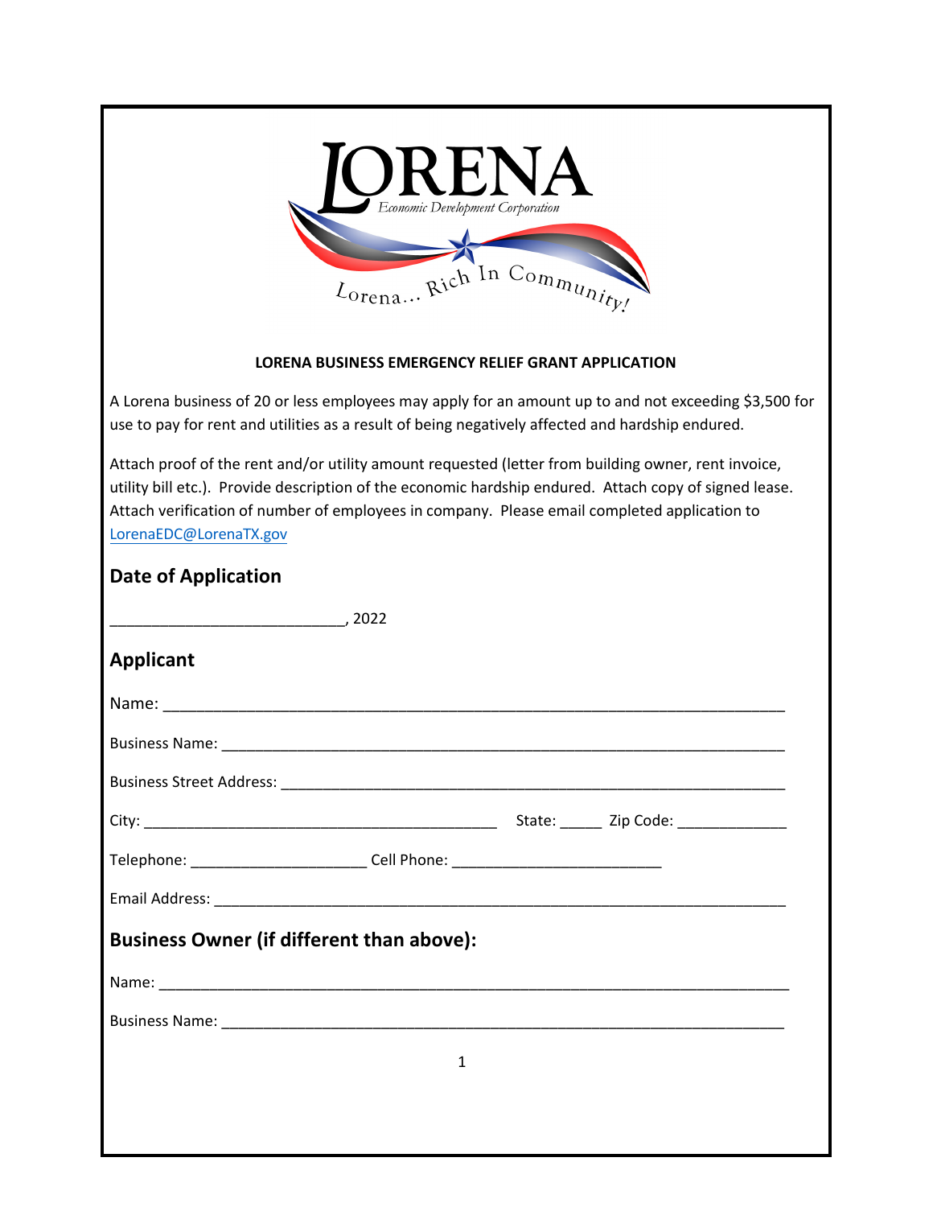LORENA

Economic Development Corporation

Lorena... Rich In Community!

**LORENA BUSINESS EMERGENCY RELIEF GRANT APPLICATION**

A Lorena business of 20 or less employees may apply for an amount up to and not exceeding $3,500 for use to pay for rent and utilities as a result of being negatively affected and hardship endured.

Attach proof of the rent and/or utility amount requested (letter from building owner, rent invoice, utility bill etc.). Provide description of the economic hardship endured. Attach copy of signed lease. Attach verification of number of employees in company. Please email completed application to LorenaEDC@LorenaTX.gov

## Date of Application

___________________________, 2022

## Applicant

Name: ___________________________________________________________________________

Business Name: ____________________________________________________________________

Business Street Address: _____________________________________________________________

City: ____________________________________________ State: _____ Zip Code: _____________

Telephone: _____________________ Cell Phone: _________________________

Email Address: ____________________________________________________________________

## Business Owner (if different than above):

Name: ____________________________________________________________________________

Business Name: ____________________________________________________________________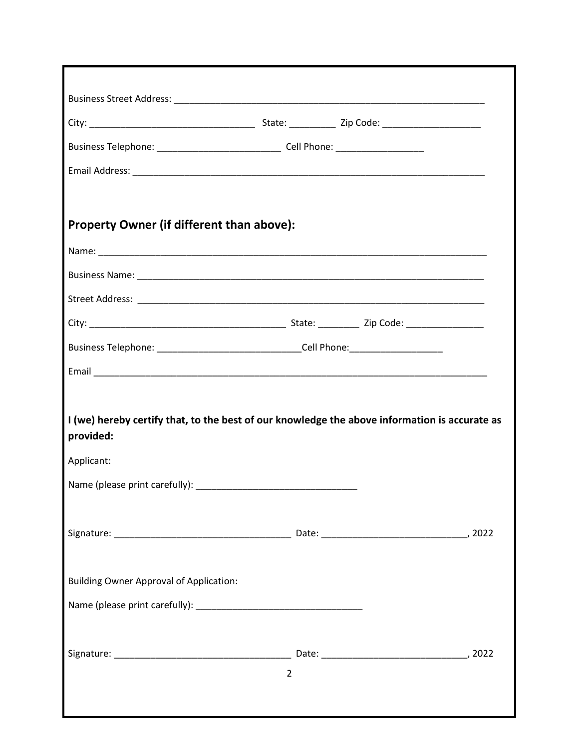Business Street Address: ___________________________________________________________

City: ________________________________ State: _________ Zip Code: ___________________

Business Telephone: ________________________ Cell Phone: _________________

Email Address: ______________________________________________________________________

## Property Owner (if different than above):

Name: ____________________________________________________________________________

Business Name: ______________________________________________________________________

Street Address: ______________________________________________________________________

City: ______________________________________ State: ________ Zip Code: _______________

Business Telephone: ____________________________Cell Phone:__________________

Email ____________________________________________________________________________

**I (we) hereby certify that, to the best of our knowledge the above information is accurate as provided:**

Applicant:

Name (please print carefully): _______________________________

Signature: __________________________________ Date: ____________________________, 2022

Building Owner Approval of Application:

Name (please print carefully): ________________________________

Signature: __________________________________ Date: ____________________________, 2022